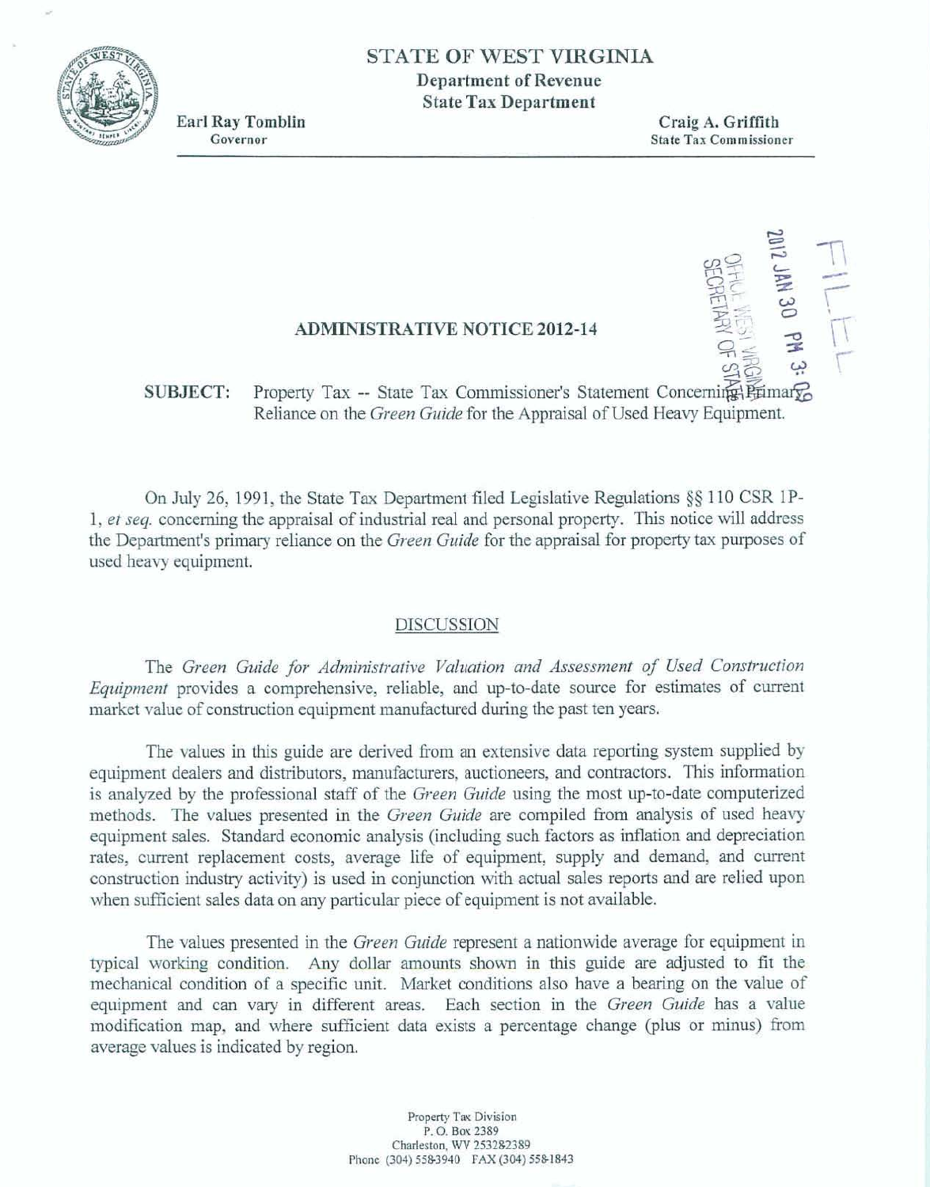# STATE OF WEST VIRGINIA

**Department of Revenue**
**State Tax Department**

**Earl Ray Tomblin**
Governor

**Craig A. Griffith**
State Tax Commissioner

FILED
2012 JAN 30 PM 3:09
OFFICE WEST VIRGINIA
SECRETARY OF STATE

## ADMINISTRATIVE NOTICE 2012-14

**SUBJECT:** Property Tax -- State Tax Commissioner's Statement Concerning Primary Reliance on the *Green Guide* for the Appraisal of Used Heavy Equipment.

On July 26, 1991, the State Tax Department filed Legislative Regulations §§ 110 CSR 1P-1, *et seq.* concerning the appraisal of industrial real and personal property. This notice will address the Department's primary reliance on the *Green Guide* for the appraisal for property tax purposes of used heavy equipment.

### DISCUSSION

The *Green Guide for Administrative Valuation and Assessment of Used Construction Equipment* provides a comprehensive, reliable, and up-to-date source for estimates of current market value of construction equipment manufactured during the past ten years.

The values in this guide are derived from an extensive data reporting system supplied by equipment dealers and distributors, manufacturers, auctioneers, and contractors. This information is analyzed by the professional staff of the *Green Guide* using the most up-to-date computerized methods. The values presented in the *Green Guide* are compiled from analysis of used heavy equipment sales. Standard economic analysis (including such factors as inflation and depreciation rates, current replacement costs, average life of equipment, supply and demand, and current construction industry activity) is used in conjunction with actual sales reports and are relied upon when sufficient sales data on any particular piece of equipment is not available.

The values presented in the *Green Guide* represent a nationwide average for equipment in typical working condition. Any dollar amounts shown in this guide are adjusted to fit the mechanical condition of a specific unit. Market conditions also have a bearing on the value of equipment and can vary in different areas. Each section in the *Green Guide* has a value modification map, and where sufficient data exists a percentage change (plus or minus) from average values is indicated by region.

Property Tax Division
P. O. Box 2389
Charleston, WV 253282389
Phone (304) 558-3940 FAX (304) 558-1843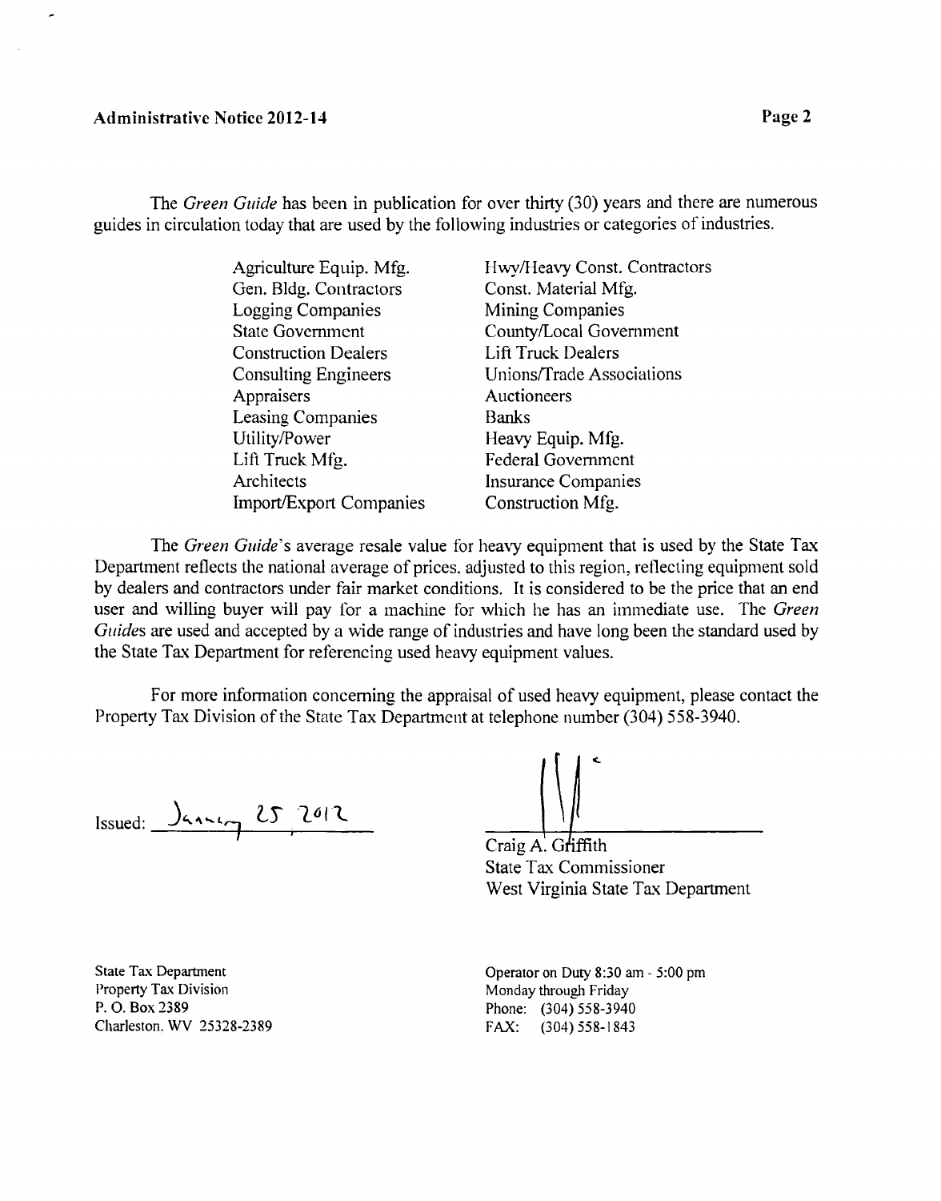The *Green Guide* has been in publication for over thirty (30) years and there are numerous guides in circulation today that are used by the following industries or categories of industries.

| | |
|---|---|
| Agriculture Equip. Mfg. | Hwy/Heavy Const. Contractors |
| Gen. Bldg. Contractors | Const. Material Mfg. |
| Logging Companies | Mining Companies |
| State Government | County/Local Government |
| Construction Dealers | Lift Truck Dealers |
| Consulting Engineers | Unions/Trade Associations |
| Appraisers | Auctioneers |
| Leasing Companies | Banks |
| Utility/Power | Heavy Equip. Mfg. |
| Lift Truck Mfg. | Federal Government |
| Architects | Insurance Companies |
| Import/Export Companies | Construction Mfg. |

The *Green Guide*'s average resale value for heavy equipment that is used by the State Tax Department reflects the national average of prices, adjusted to this region, reflecting equipment sold by dealers and contractors under fair market conditions. It is considered to be the price that an end user and willing buyer will pay for a machine for which he has an immediate use. The *Green Guides* are used and accepted by a wide range of industries and have long been the standard used by the State Tax Department for referencing used heavy equipment values.

For more information concerning the appraisal of used heavy equipment, please contact the Property Tax Division of the State Tax Department at telephone number (304) 558-3940.

Issued: January 25 2012

Craig A. Griffith
State Tax Commissioner
West Virginia State Tax Department

State Tax Department
Property Tax Division
P. O. Box 2389
Charleston, WV 25328-2389

Operator on Duty 8:30 am - 5:00 pm
Monday through Friday
Phone: (304) 558-3940
FAX: (304) 558-1843